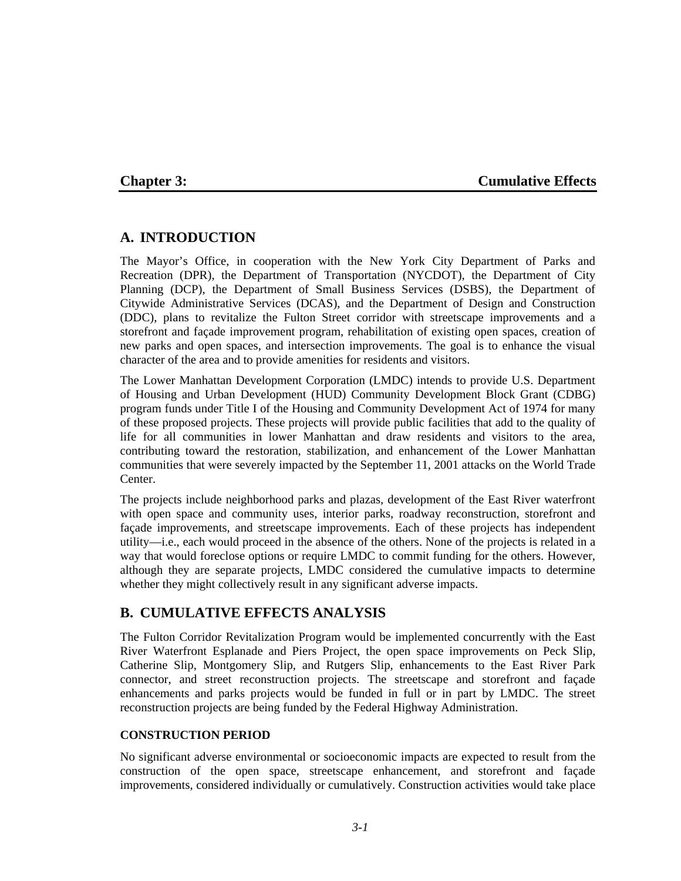# Chapter 3: Cumulative Effects

## A. INTRODUCTION

The Mayor's Office, in cooperation with the New York City Department of Parks and Recreation (DPR), the Department of Transportation (NYCDOT), the Department of City Planning (DCP), the Department of Small Business Services (DSBS), the Department of Citywide Administrative Services (DCAS), and the Department of Design and Construction (DDC), plans to revitalize the Fulton Street corridor with streetscape improvements and a storefront and façade improvement program, rehabilitation of existing open spaces, creation of new parks and open spaces, and intersection improvements. The goal is to enhance the visual character of the area and to provide amenities for residents and visitors.

The Lower Manhattan Development Corporation (LMDC) intends to provide U.S. Department of Housing and Urban Development (HUD) Community Development Block Grant (CDBG) program funds under Title I of the Housing and Community Development Act of 1974 for many of these proposed projects. These projects will provide public facilities that add to the quality of life for all communities in lower Manhattan and draw residents and visitors to the area, contributing toward the restoration, stabilization, and enhancement of the Lower Manhattan communities that were severely impacted by the September 11, 2001 attacks on the World Trade Center.

The projects include neighborhood parks and plazas, development of the East River waterfront with open space and community uses, interior parks, roadway reconstruction, storefront and façade improvements, and streetscape improvements. Each of these projects has independent utility—i.e., each would proceed in the absence of the others. None of the projects is related in a way that would foreclose options or require LMDC to commit funding for the others. However, although they are separate projects, LMDC considered the cumulative impacts to determine whether they might collectively result in any significant adverse impacts.

## B. CUMULATIVE EFFECTS ANALYSIS

The Fulton Corridor Revitalization Program would be implemented concurrently with the East River Waterfront Esplanade and Piers Project, the open space improvements on Peck Slip, Catherine Slip, Montgomery Slip, and Rutgers Slip, enhancements to the East River Park connector, and street reconstruction projects. The streetscape and storefront and façade enhancements and parks projects would be funded in full or in part by LMDC. The street reconstruction projects are being funded by the Federal Highway Administration.

### CONSTRUCTION PERIOD

No significant adverse environmental or socioeconomic impacts are expected to result from the construction of the open space, streetscape enhancement, and storefront and façade improvements, considered individually or cumulatively. Construction activities would take place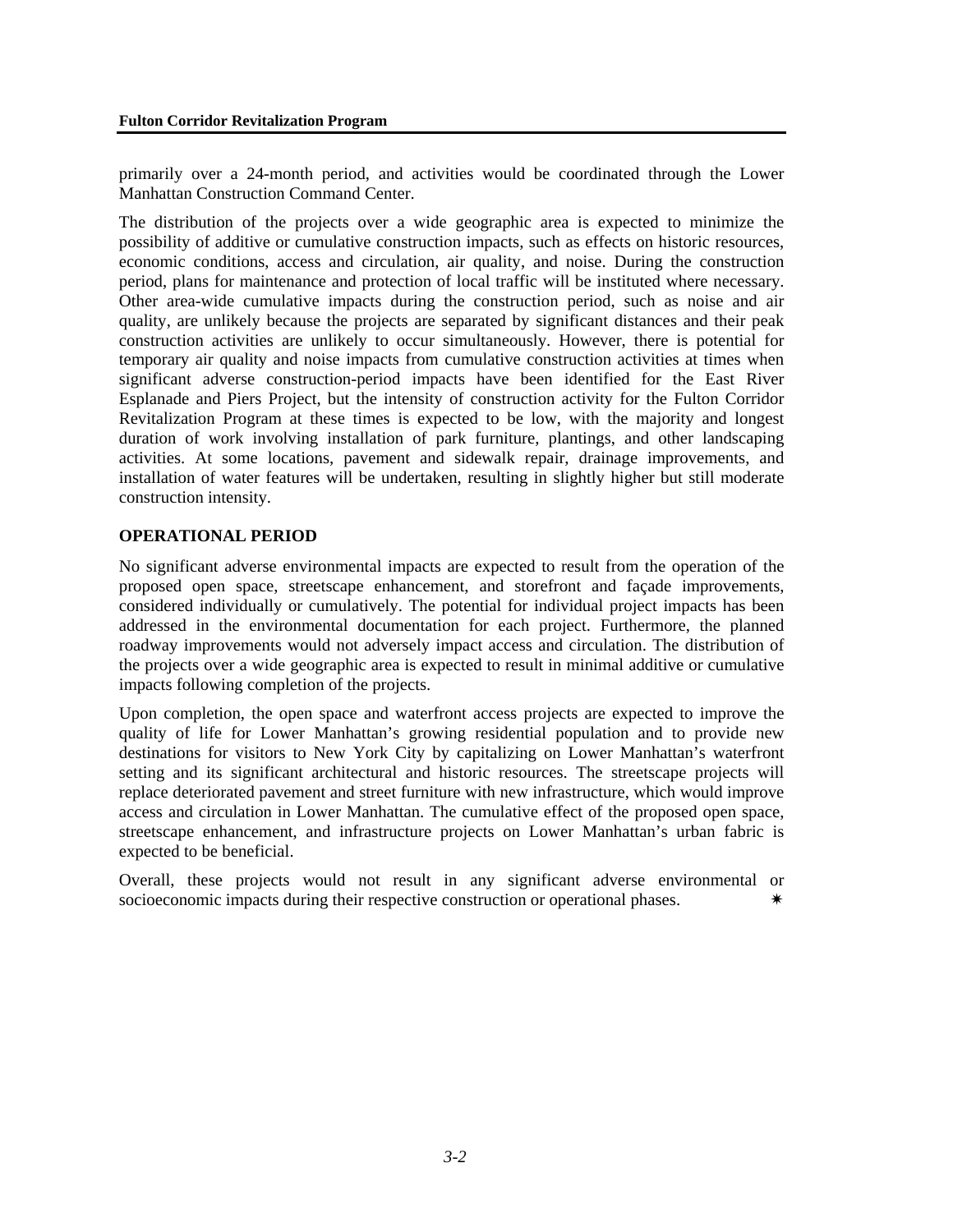primarily over a 24-month period, and activities would be coordinated through the Lower Manhattan Construction Command Center.

The distribution of the projects over a wide geographic area is expected to minimize the possibility of additive or cumulative construction impacts, such as effects on historic resources, economic conditions, access and circulation, air quality, and noise. During the construction period, plans for maintenance and protection of local traffic will be instituted where necessary. Other area-wide cumulative impacts during the construction period, such as noise and air quality, are unlikely because the projects are separated by significant distances and their peak construction activities are unlikely to occur simultaneously. However, there is potential for temporary air quality and noise impacts from cumulative construction activities at times when significant adverse construction-period impacts have been identified for the East River Esplanade and Piers Project, but the intensity of construction activity for the Fulton Corridor Revitalization Program at these times is expected to be low, with the majority and longest duration of work involving installation of park furniture, plantings, and other landscaping activities. At some locations, pavement and sidewalk repair, drainage improvements, and installation of water features will be undertaken, resulting in slightly higher but still moderate construction intensity.

**OPERATIONAL PERIOD**

No significant adverse environmental impacts are expected to result from the operation of the proposed open space, streetscape enhancement, and storefront and façade improvements, considered individually or cumulatively. The potential for individual project impacts has been addressed in the environmental documentation for each project. Furthermore, the planned roadway improvements would not adversely impact access and circulation. The distribution of the projects over a wide geographic area is expected to result in minimal additive or cumulative impacts following completion of the projects.

Upon completion, the open space and waterfront access projects are expected to improve the quality of life for Lower Manhattan's growing residential population and to provide new destinations for visitors to New York City by capitalizing on Lower Manhattan's waterfront setting and its significant architectural and historic resources. The streetscape projects will replace deteriorated pavement and street furniture with new infrastructure, which would improve access and circulation in Lower Manhattan. The cumulative effect of the proposed open space, streetscape enhancement, and infrastructure projects on Lower Manhattan's urban fabric is expected to be beneficial.

Overall, these projects would not result in any significant adverse environmental or socioeconomic impacts during their respective construction or operational phases. ✷